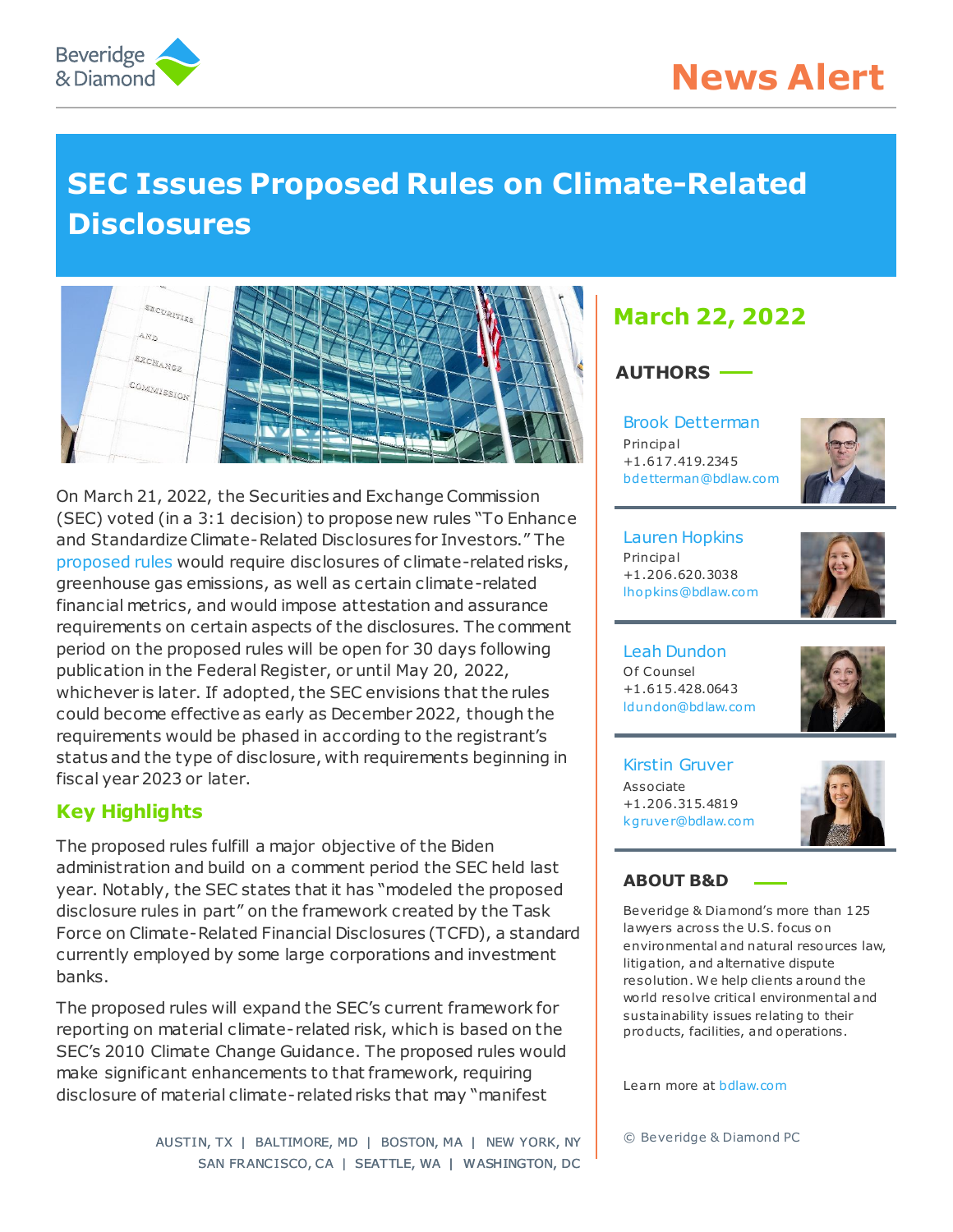# SEC Issues Proposed Rules on Climate-Related Disclosures

**March 22, 2022**

On March 21, 2022, the Securities and Exchange Commission (SEC) voted (in a 3:1 decision) to propose new rules "To Enhance and Standardize Climate-Related Disclosures for Investors." The proposed rules would require disclosures of climate-related risks, greenhouse gas emissions, as well as certain climate-related financial metrics, and would impose attestation and assurance requirements on certain aspects of the disclosures. The comment period on the proposed rules will be open for 30 days following publication in the Federal Register, or until May 20, 2022, whichever is later. If adopted, the SEC envisions that the rules could become effective as early as December 2022, though the requirements would be phased in according to the registrant's status and the type of disclosure, with requirements beginning in fiscal year 2023 or later.

## Key Highlights

The proposed rules fulfill a major objective of the Biden administration and build on a comment period the SEC held last year. Notably, the SEC states that it has "modeled the proposed disclosure rules in part" on the framework created by the Task Force on Climate-Related Financial Disclosures (TCFD), a standard currently employed by some large corporations and investment banks.

The proposed rules will expand the SEC's current framework for reporting on material climate-related risk, which is based on the SEC's 2010 Climate Change Guidance. The proposed rules would make significant enhancements to that framework, requiring disclosure of material climate-related risks that may "manifest

### AUTHORS

**Brook Detterman**
Principal
+1.617.419.2345
bdetterman@bdlaw.com

**Lauren Hopkins**
Principal
+1.206.620.3038
lhopkins@bdlaw.com

**Leah Dundon**
Of Counsel
+1.615.428.0643
ldundon@bdlaw.com

**Kirstin Gruver**
Associate
+1.206.315.4819
kgruver@bdlaw.com

### ABOUT B&D

Beveridge & Diamond's more than 125 lawyers across the U.S. focus on environmental and natural resources law, litigation, and alternative dispute resolution. We help clients around the world resolve critical environmental and sustainability issues relating to their products, facilities, and operations.

Learn more at bdlaw.com

AUSTIN, TX | BALTIMORE, MD | BOSTON, MA | NEW YORK, NY
SAN FRANCISCO, CA | SEATTLE, WA | WASHINGTON, DC

© Beveridge & Diamond PC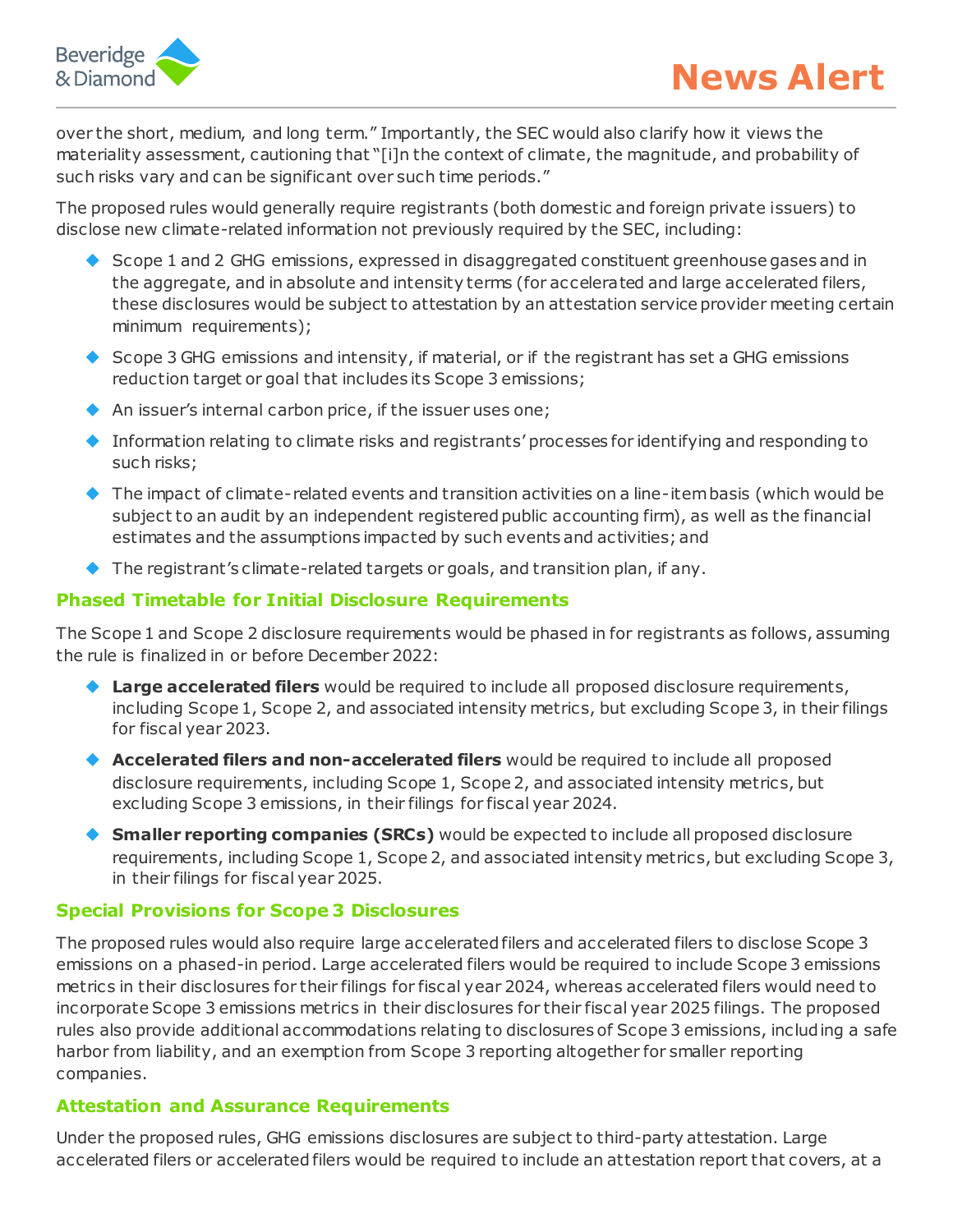over the short, medium, and long term." Importantly, the SEC would also clarify how it views the materiality assessment, cautioning that "[i]n the context of climate, the magnitude, and probability of such risks vary and can be significant over such time periods."

The proposed rules would generally require registrants (both domestic and foreign private issuers) to disclose new climate-related information not previously required by the SEC, including:

- Scope 1 and 2 GHG emissions, expressed in disaggregated constituent greenhouse gases and in the aggregate, and in absolute and intensity terms (for accelerated and large accelerated filers, these disclosures would be subject to attestation by an attestation service provider meeting certain minimum requirements);
- Scope 3 GHG emissions and intensity, if material, or if the registrant has set a GHG emissions reduction target or goal that includes its Scope 3 emissions;
- An issuer's internal carbon price, if the issuer uses one;
- Information relating to climate risks and registrants' processes for identifying and responding to such risks;
- The impact of climate-related events and transition activities on a line-item basis (which would be subject to an audit by an independent registered public accounting firm), as well as the financial estimates and the assumptions impacted by such events and activities; and
- The registrant's climate-related targets or goals, and transition plan, if any.

## Phased Timetable for Initial Disclosure Requirements

The Scope 1 and Scope 2 disclosure requirements would be phased in for registrants as follows, assuming the rule is finalized in or before December 2022:

- **Large accelerated filers** would be required to include all proposed disclosure requirements, including Scope 1, Scope 2, and associated intensity metrics, but excluding Scope 3, in their filings for fiscal year 2023.
- **Accelerated filers and non-accelerated filers** would be required to include all proposed disclosure requirements, including Scope 1, Scope 2, and associated intensity metrics, but excluding Scope 3 emissions, in their filings for fiscal year 2024.
- **Smaller reporting companies (SRCs)** would be expected to include all proposed disclosure requirements, including Scope 1, Scope 2, and associated intensity metrics, but excluding Scope 3, in their filings for fiscal year 2025.

## Special Provisions for Scope 3 Disclosures

The proposed rules would also require large accelerated filers and accelerated filers to disclose Scope 3 emissions on a phased-in period. Large accelerated filers would be required to include Scope 3 emissions metrics in their disclosures for their filings for fiscal year 2024, whereas accelerated filers would need to incorporate Scope 3 emissions metrics in their disclosures for their fiscal year 2025 filings. The proposed rules also provide additional accommodations relating to disclosures of Scope 3 emissions, including a safe harbor from liability, and an exemption from Scope 3 reporting altogether for smaller reporting companies.

## Attestation and Assurance Requirements

Under the proposed rules, GHG emissions disclosures are subject to third-party attestation. Large accelerated filers or accelerated filers would be required to include an attestation report that covers, at a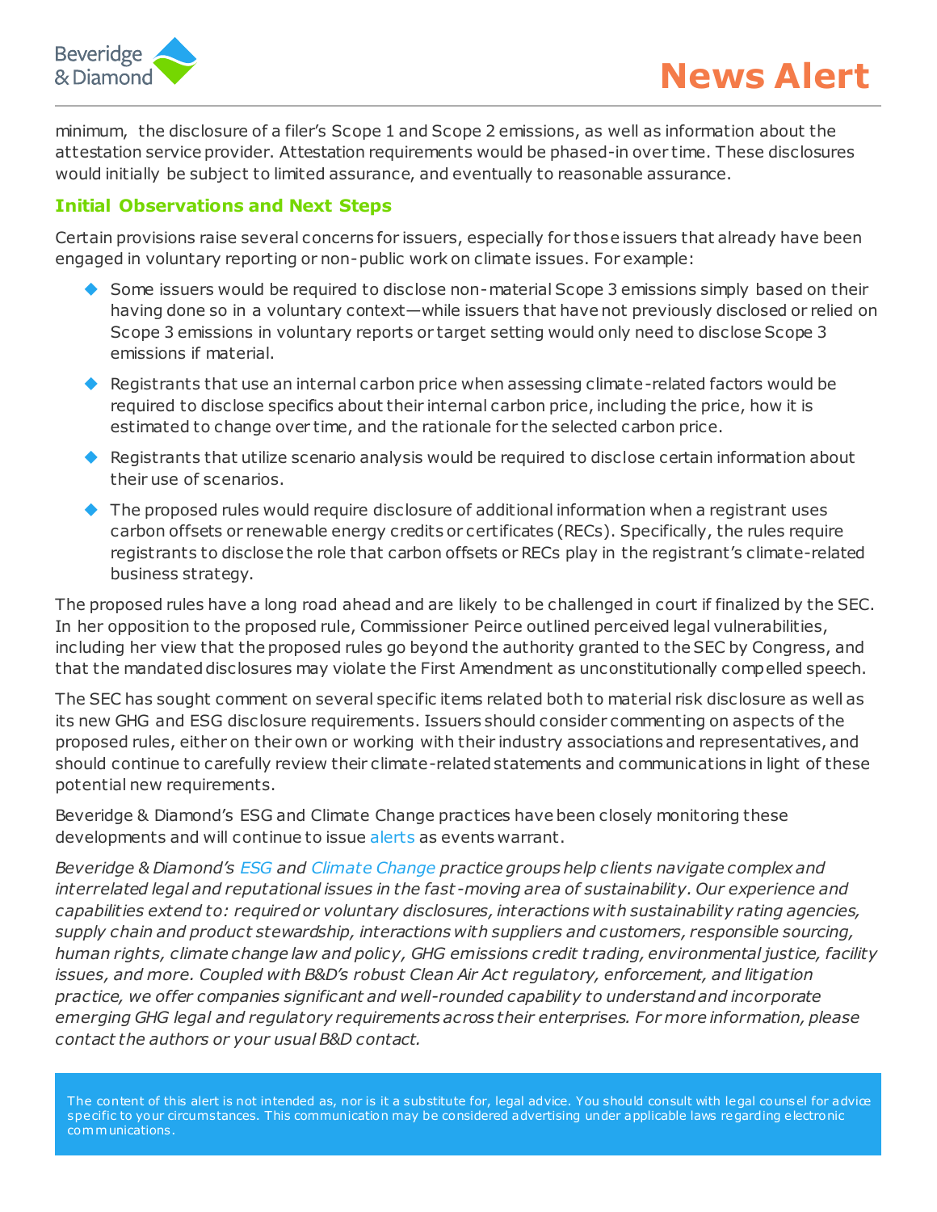minimum, the disclosure of a filer's Scope 1 and Scope 2 emissions, as well as information about the attestation service provider. Attestation requirements would be phased-in over time. These disclosures would initially be subject to limited assurance, and eventually to reasonable assurance.

## Initial Observations and Next Steps

Certain provisions raise several concerns for issuers, especially for those issuers that already have been engaged in voluntary reporting or non-public work on climate issues. For example:

- Some issuers would be required to disclose non-material Scope 3 emissions simply based on their having done so in a voluntary context—while issuers that have not previously disclosed or relied on Scope 3 emissions in voluntary reports or target setting would only need to disclose Scope 3 emissions if material.
- Registrants that use an internal carbon price when assessing climate-related factors would be required to disclose specifics about their internal carbon price, including the price, how it is estimated to change over time, and the rationale for the selected carbon price.
- Registrants that utilize scenario analysis would be required to disclose certain information about their use of scenarios.
- The proposed rules would require disclosure of additional information when a registrant uses carbon offsets or renewable energy credits or certificates (RECs). Specifically, the rules require registrants to disclose the role that carbon offsets or RECs play in the registrant's climate-related business strategy.

The proposed rules have a long road ahead and are likely to be challenged in court if finalized by the SEC. In her opposition to the proposed rule, Commissioner Peirce outlined perceived legal vulnerabilities, including her view that the proposed rules go beyond the authority granted to the SEC by Congress, and that the mandated disclosures may violate the First Amendment as unconstitutionally compelled speech.

The SEC has sought comment on several specific items related both to material risk disclosure as well as its new GHG and ESG disclosure requirements. Issuers should consider commenting on aspects of the proposed rules, either on their own or working with their industry associations and representatives, and should continue to carefully review their climate-related statements and communications in light of these potential new requirements.

Beveridge & Diamond's ESG and Climate Change practices have been closely monitoring these developments and will continue to issue alerts as events warrant.

*Beveridge & Diamond's ESG and Climate Change practice groups help clients navigate complex and interrelated legal and reputational issues in the fast-moving area of sustainability. Our experience and capabilities extend to: required or voluntary disclosures, interactions with sustainability rating agencies, supply chain and product stewardship, interactions with suppliers and customers, responsible sourcing, human rights, climate change law and policy, GHG emissions credit trading, environmental justice, facility issues, and more. Coupled with B&D's robust Clean Air Act regulatory, enforcement, and litigation practice, we offer companies significant and well-rounded capability to understand and incorporate emerging GHG legal and regulatory requirements across their enterprises. For more information, please contact the authors or your usual B&D contact.*

The content of this alert is not intended as, nor is it a substitute for, legal advice. You should consult with legal counsel for advice specific to your circumstances. This communication may be considered advertising under applicable laws regarding electronic communications.